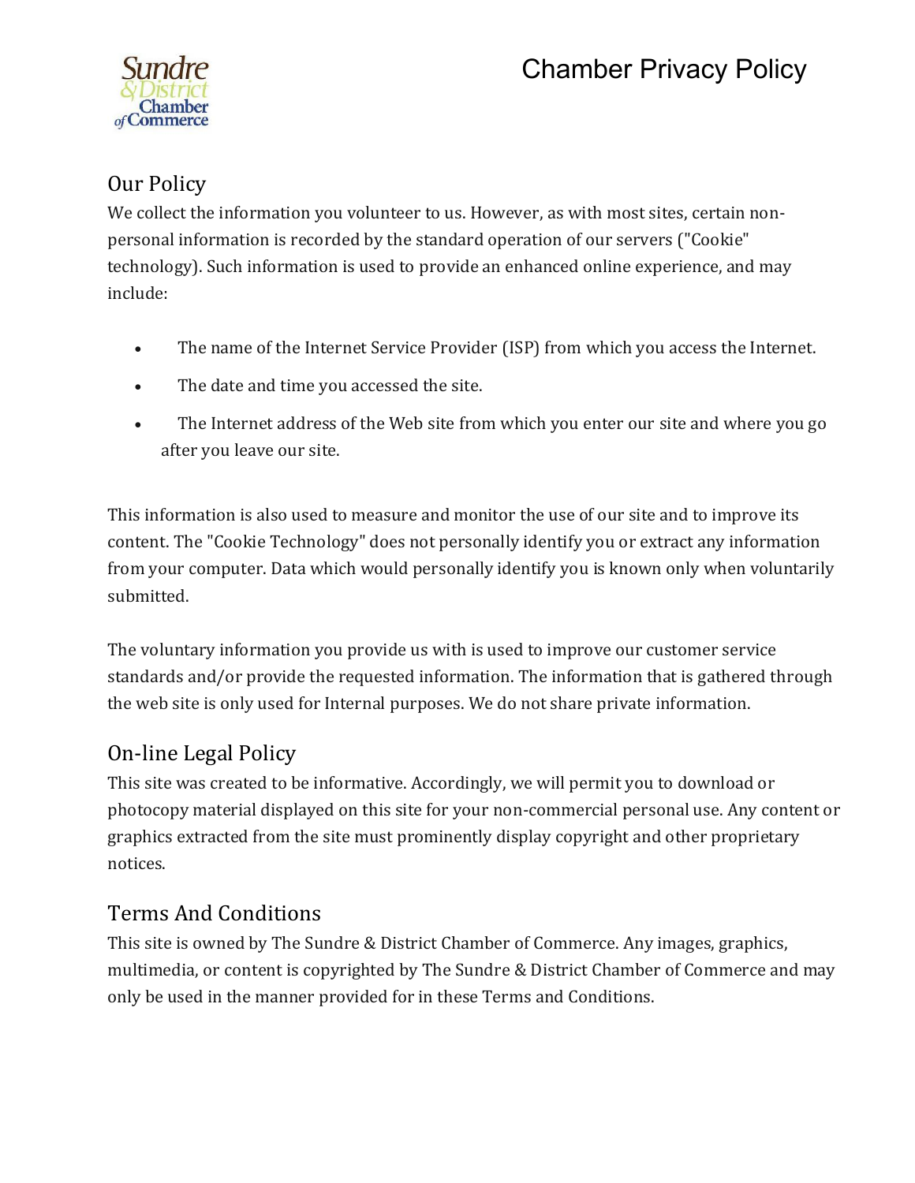# Chamber Privacy Policy

## Our Policy

We collect the information you volunteer to us. However, as with most sites, certain non-personal information is recorded by the standard operation of our servers ("Cookie" technology). Such information is used to provide an enhanced online experience, and may include:

- The name of the Internet Service Provider (ISP) from which you access the Internet.
- The date and time you accessed the site.
- The Internet address of the Web site from which you enter our site and where you go after you leave our site.

This information is also used to measure and monitor the use of our site and to improve its content. The "Cookie Technology" does not personally identify you or extract any information from your computer. Data which would personally identify you is known only when voluntarily submitted.

The voluntary information you provide us with is used to improve our customer service standards and/or provide the requested information. The information that is gathered through the web site is only used for Internal purposes. We do not share private information.

## On-line Legal Policy

This site was created to be informative. Accordingly, we will permit you to download or photocopy material displayed on this site for your non-commercial personal use. Any content or graphics extracted from the site must prominently display copyright and other proprietary notices.

## Terms And Conditions

This site is owned by The Sundre & District Chamber of Commerce. Any images, graphics, multimedia, or content is copyrighted by The Sundre & District Chamber of Commerce and may only be used in the manner provided for in these Terms and Conditions.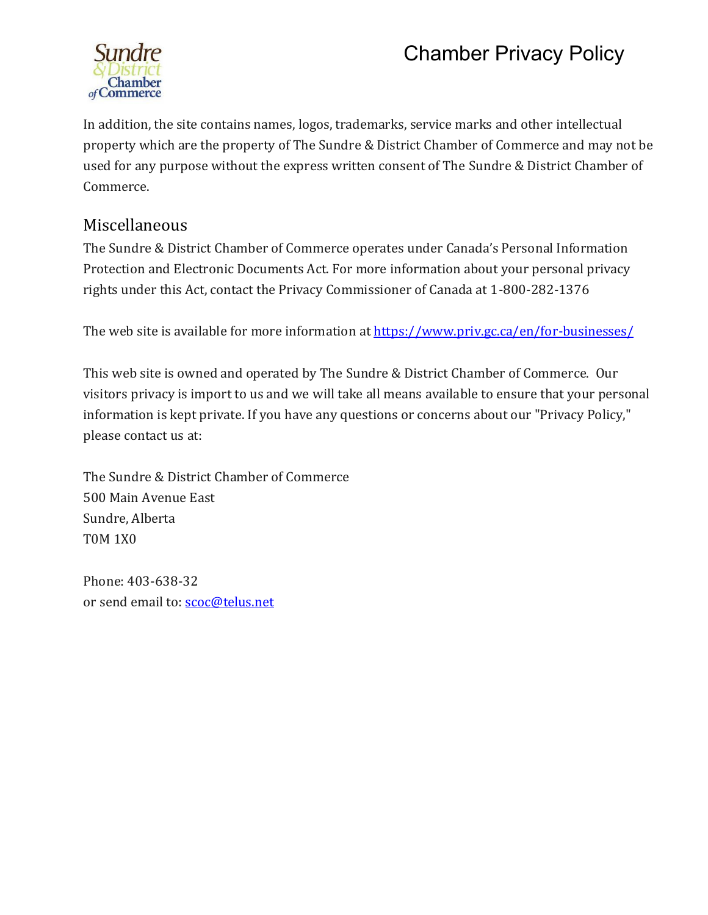In addition, the site contains names, logos, trademarks, service marks and other intellectual property which are the property of The Sundre & District Chamber of Commerce and may not be used for any purpose without the express written consent of The Sundre & District Chamber of Commerce.

## Miscellaneous

The Sundre & District Chamber of Commerce operates under Canada's Personal Information Protection and Electronic Documents Act. For more information about your personal privacy rights under this Act, contact the Privacy Commissioner of Canada at 1-800-282-1376

The web site is available for more information at https://www.priv.gc.ca/en/for-businesses/

This web site is owned and operated by The Sundre & District Chamber of Commerce. Our visitors privacy is import to us and we will take all means available to ensure that your personal information is kept private. If you have any questions or concerns about our "Privacy Policy," please contact us at:

The Sundre & District Chamber of Commerce
500 Main Avenue East
Sundre, Alberta
T0M 1X0

Phone: 403-638-32
or send email to: scoc@telus.net